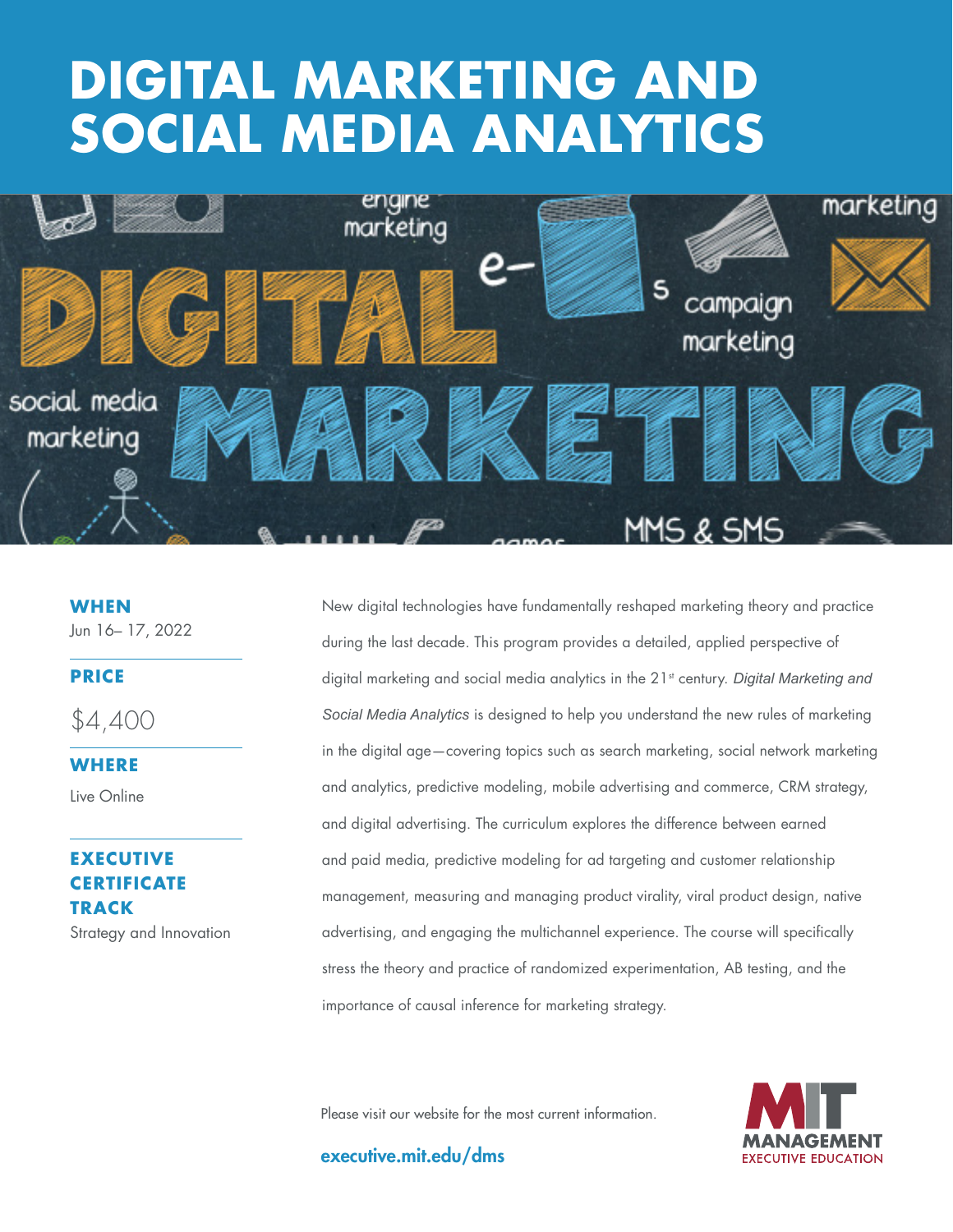# DIGITAL MARKETING AND SOCIAL MEDIA ANALYTICS

### WHEN

Jun 16– 17, 2022

### PRICE

$4,400

### WHERE

Live Online

### EXECUTIVE CERTIFICATE TRACK

Strategy and Innovation

New digital technologies have fundamentally reshaped marketing theory and practice during the last decade. This program provides a detailed, applied perspective of digital marketing and social media analytics in the 21st century. *Digital Marketing and Social Media Analytics* is designed to help you understand the new rules of marketing in the digital age—covering topics such as search marketing, social network marketing and analytics, predictive modeling, mobile advertising and commerce, CRM strategy, and digital advertising. The curriculum explores the difference between earned and paid media, predictive modeling for ad targeting and customer relationship management, measuring and managing product virality, viral product design, native advertising, and engaging the multichannel experience. The course will specifically stress the theory and practice of randomized experimentation, AB testing, and the importance of causal inference for marketing strategy.

Please visit our website for the most current information.

**executive.mit.edu/dms**

MIT MANAGEMENT EXECUTIVE EDUCATION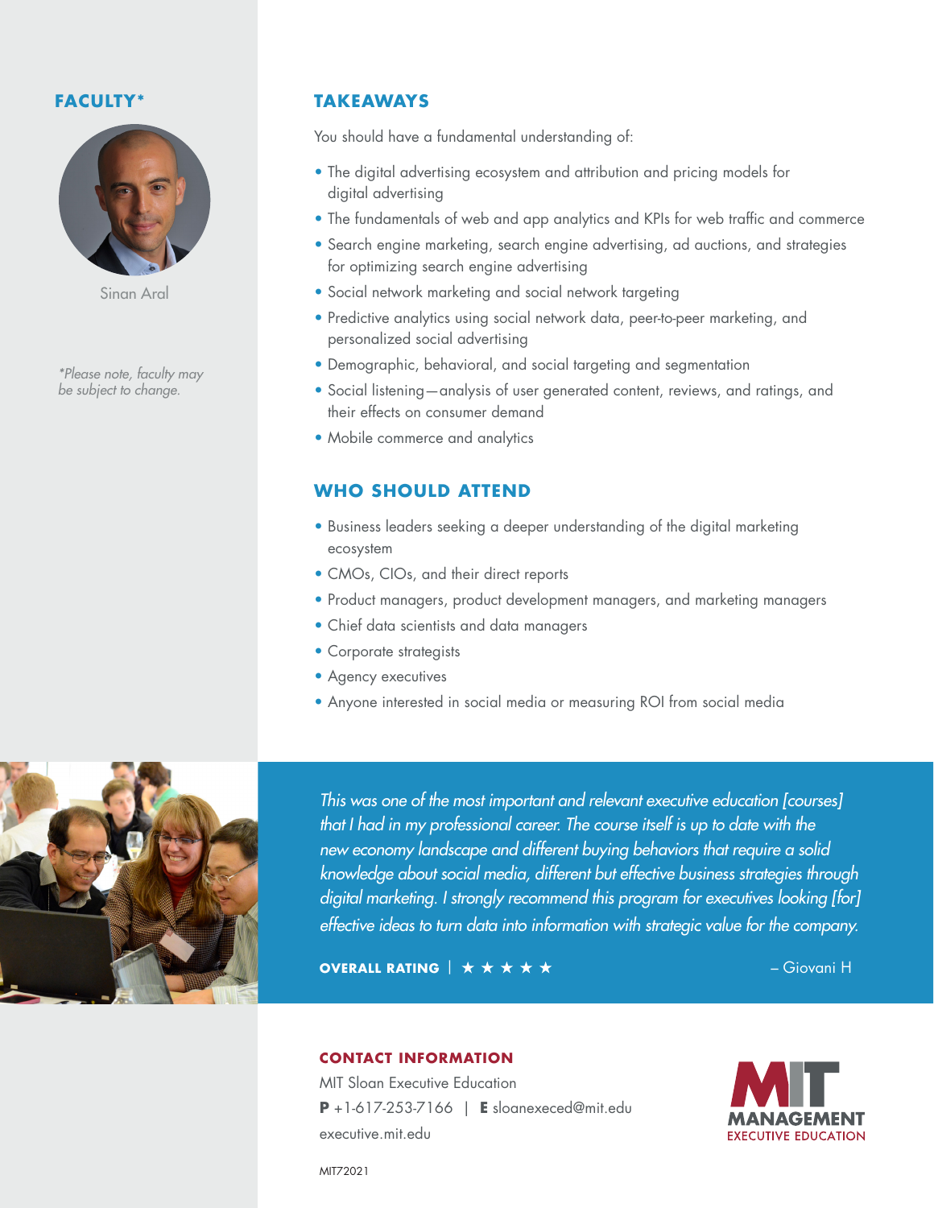## FACULTY*

Sinan Aral

*\*Please note, faculty may be subject to change.*

## TAKEAWAYS

You should have a fundamental understanding of:

- The digital advertising ecosystem and attribution and pricing models for digital advertising
- The fundamentals of web and app analytics and KPIs for web traffic and commerce
- Search engine marketing, search engine advertising, ad auctions, and strategies for optimizing search engine advertising
- Social network marketing and social network targeting
- Predictive analytics using social network data, peer-to-peer marketing, and personalized social advertising
- Demographic, behavioral, and social targeting and segmentation
- Social listening—analysis of user generated content, reviews, and ratings, and their effects on consumer demand
- Mobile commerce and analytics

## WHO SHOULD ATTEND

- Business leaders seeking a deeper understanding of the digital marketing ecosystem
- CMOs, CIOs, and their direct reports
- Product managers, product development managers, and marketing managers
- Chief data scientists and data managers
- Corporate strategists
- Agency executives
- Anyone interested in social media or measuring ROI from social media

*This was one of the most important and relevant executive education [courses] that I had in my professional career. The course itself is up to date with the new economy landscape and different buying behaviors that require a solid knowledge about social media, different but effective business strategies through digital marketing. I strongly recommend this program for executives looking [for] effective ideas to turn data into information with strategic value for the company.*

**OVERALL RATING** | ★ ★ ★ ★ ★

– Giovani H

## CONTACT INFORMATION

MIT Sloan Executive Education

**P** +1-617-253-7166 | **E** sloanexeced@mit.edu

executive.mit.edu

MIT MANAGEMENT EXECUTIVE EDUCATION

MIT72021